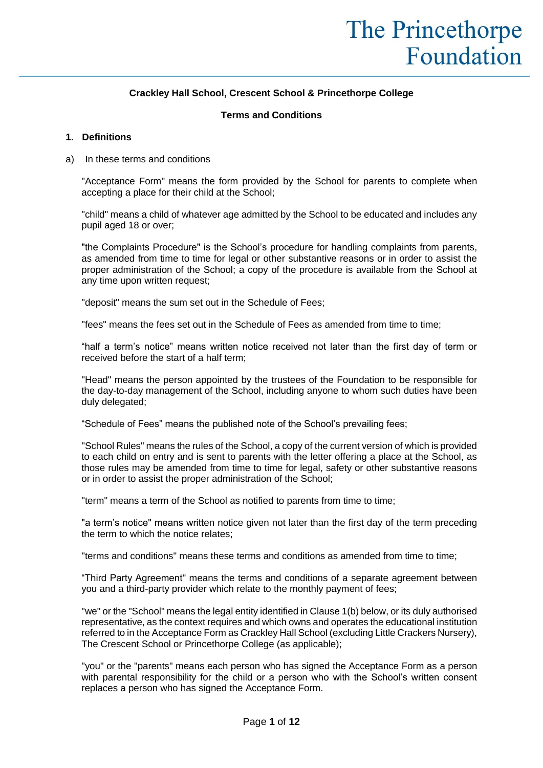# The Princethorpe Foundation

**Crackley Hall School, Crescent School & Princethorpe College**

**Terms and Conditions**

## 1. Definitions

a) In these terms and conditions

"Acceptance Form" means the form provided by the School for parents to complete when accepting a place for their child at the School;

"child" means a child of whatever age admitted by the School to be educated and includes any pupil aged 18 or over;

"the Complaints Procedure" is the School's procedure for handling complaints from parents, as amended from time to time for legal or other substantive reasons or in order to assist the proper administration of the School; a copy of the procedure is available from the School at any time upon written request;

"deposit" means the sum set out in the Schedule of Fees;

"fees" means the fees set out in the Schedule of Fees as amended from time to time;

"half a term's notice" means written notice received not later than the first day of term or received before the start of a half term;

"Head" means the person appointed by the trustees of the Foundation to be responsible for the day-to-day management of the School, including anyone to whom such duties have been duly delegated;

"Schedule of Fees" means the published note of the School's prevailing fees;

"School Rules" means the rules of the School, a copy of the current version of which is provided to each child on entry and is sent to parents with the letter offering a place at the School, as those rules may be amended from time to time for legal, safety or other substantive reasons or in order to assist the proper administration of the School;

"term" means a term of the School as notified to parents from time to time;

"a term's notice" means written notice given not later than the first day of the term preceding the term to which the notice relates;

"terms and conditions" means these terms and conditions as amended from time to time;

"Third Party Agreement" means the terms and conditions of a separate agreement between you and a third-party provider which relate to the monthly payment of fees;

"we" or the "School" means the legal entity identified in Clause 1(b) below, or its duly authorised representative, as the context requires and which owns and operates the educational institution referred to in the Acceptance Form as Crackley Hall School (excluding Little Crackers Nursery), The Crescent School or Princethorpe College (as applicable);

"you" or the "parents" means each person who has signed the Acceptance Form as a person with parental responsibility for the child or a person who with the School's written consent replaces a person who has signed the Acceptance Form.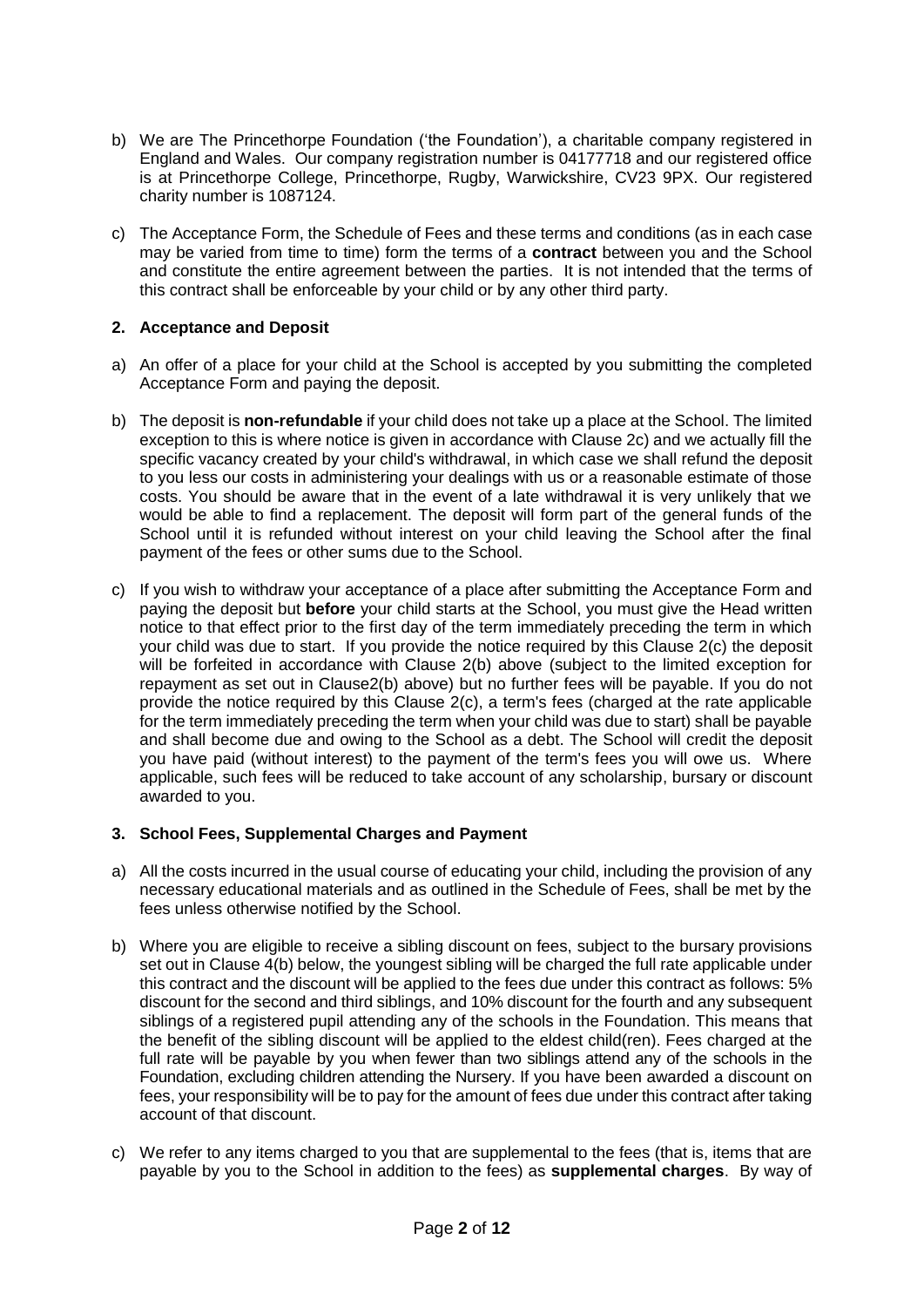b) We are The Princethorpe Foundation ('the Foundation'), a charitable company registered in England and Wales. Our company registration number is 04177718 and our registered office is at Princethorpe College, Princethorpe, Rugby, Warwickshire, CV23 9PX. Our registered charity number is 1087124.

c) The Acceptance Form, the Schedule of Fees and these terms and conditions (as in each case may be varied from time to time) form the terms of a **contract** between you and the School and constitute the entire agreement between the parties. It is not intended that the terms of this contract shall be enforceable by your child or by any other third party.

## 2. Acceptance and Deposit

a) An offer of a place for your child at the School is accepted by you submitting the completed Acceptance Form and paying the deposit.

b) The deposit is **non-refundable** if your child does not take up a place at the School. The limited exception to this is where notice is given in accordance with Clause 2c) and we actually fill the specific vacancy created by your child's withdrawal, in which case we shall refund the deposit to you less our costs in administering your dealings with us or a reasonable estimate of those costs. You should be aware that in the event of a late withdrawal it is very unlikely that we would be able to find a replacement. The deposit will form part of the general funds of the School until it is refunded without interest on your child leaving the School after the final payment of the fees or other sums due to the School.

c) If you wish to withdraw your acceptance of a place after submitting the Acceptance Form and paying the deposit but **before** your child starts at the School, you must give the Head written notice to that effect prior to the first day of the term immediately preceding the term in which your child was due to start. If you provide the notice required by this Clause 2(c) the deposit will be forfeited in accordance with Clause 2(b) above (subject to the limited exception for repayment as set out in Clause2(b) above) but no further fees will be payable. If you do not provide the notice required by this Clause 2(c), a term's fees (charged at the rate applicable for the term immediately preceding the term when your child was due to start) shall be payable and shall become due and owing to the School as a debt. The School will credit the deposit you have paid (without interest) to the payment of the term's fees you will owe us. Where applicable, such fees will be reduced to take account of any scholarship, bursary or discount awarded to you.

## 3. School Fees, Supplemental Charges and Payment

a) All the costs incurred in the usual course of educating your child, including the provision of any necessary educational materials and as outlined in the Schedule of Fees, shall be met by the fees unless otherwise notified by the School.

b) Where you are eligible to receive a sibling discount on fees, subject to the bursary provisions set out in Clause 4(b) below, the youngest sibling will be charged the full rate applicable under this contract and the discount will be applied to the fees due under this contract as follows: 5% discount for the second and third siblings, and 10% discount for the fourth and any subsequent siblings of a registered pupil attending any of the schools in the Foundation. This means that the benefit of the sibling discount will be applied to the eldest child(ren). Fees charged at the full rate will be payable by you when fewer than two siblings attend any of the schools in the Foundation, excluding children attending the Nursery. If you have been awarded a discount on fees, your responsibility will be to pay for the amount of fees due under this contract after taking account of that discount.

c) We refer to any items charged to you that are supplemental to the fees (that is, items that are payable by you to the School in addition to the fees) as **supplemental charges**. By way of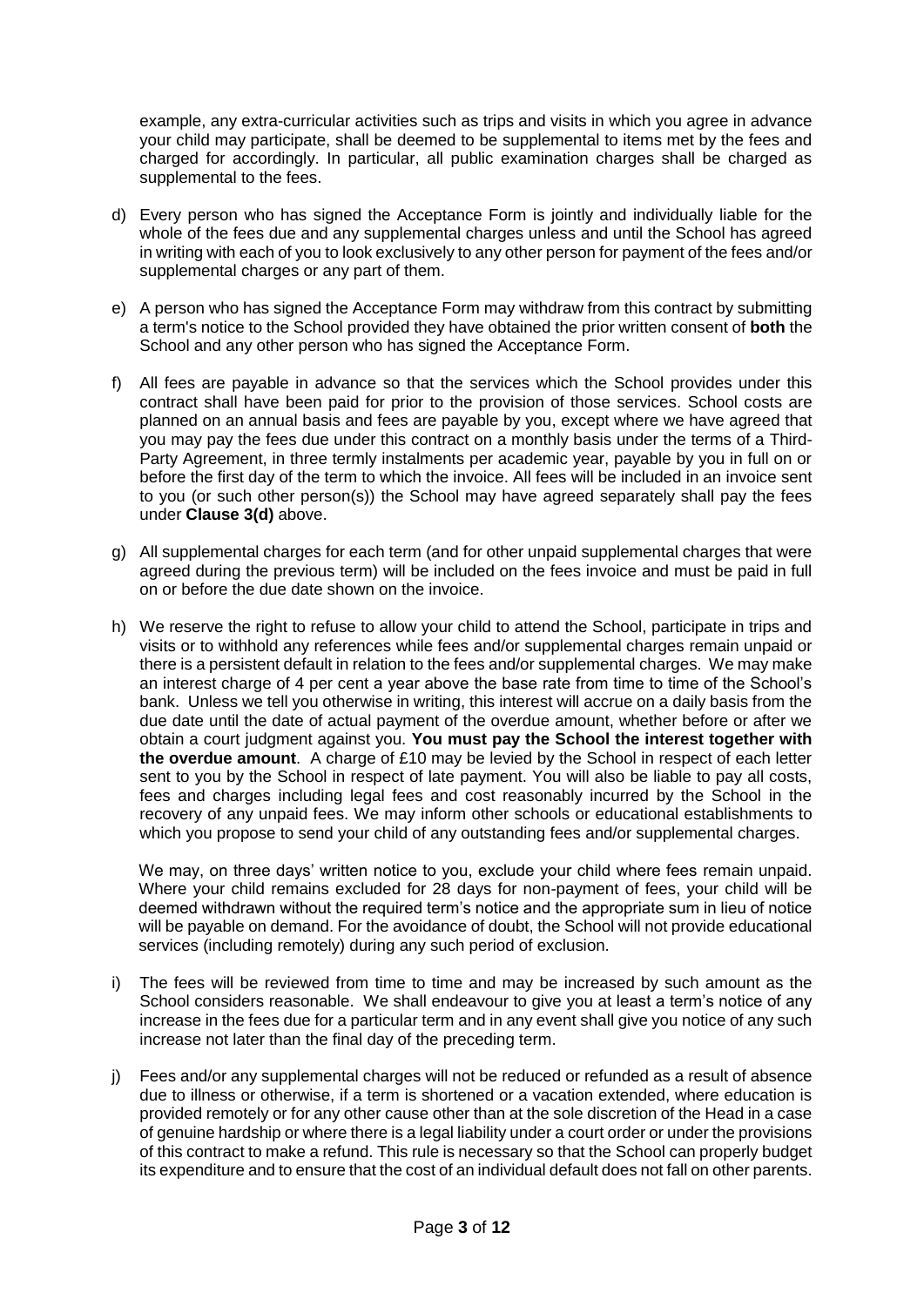example, any extra-curricular activities such as trips and visits in which you agree in advance your child may participate, shall be deemed to be supplemental to items met by the fees and charged for accordingly. In particular, all public examination charges shall be charged as supplemental to the fees.

d) Every person who has signed the Acceptance Form is jointly and individually liable for the whole of the fees due and any supplemental charges unless and until the School has agreed in writing with each of you to look exclusively to any other person for payment of the fees and/or supplemental charges or any part of them.

e) A person who has signed the Acceptance Form may withdraw from this contract by submitting a term's notice to the School provided they have obtained the prior written consent of **both** the School and any other person who has signed the Acceptance Form.

f) All fees are payable in advance so that the services which the School provides under this contract shall have been paid for prior to the provision of those services. School costs are planned on an annual basis and fees are payable by you, except where we have agreed that you may pay the fees due under this contract on a monthly basis under the terms of a Third-Party Agreement, in three termly instalments per academic year, payable by you in full on or before the first day of the term to which the invoice. All fees will be included in an invoice sent to you (or such other person(s)) the School may have agreed separately shall pay the fees under **Clause 3(d)** above.

g) All supplemental charges for each term (and for other unpaid supplemental charges that were agreed during the previous term) will be included on the fees invoice and must be paid in full on or before the due date shown on the invoice.

h) We reserve the right to refuse to allow your child to attend the School, participate in trips and visits or to withhold any references while fees and/or supplemental charges remain unpaid or there is a persistent default in relation to the fees and/or supplemental charges. We may make an interest charge of 4 per cent a year above the base rate from time to time of the School's bank. Unless we tell you otherwise in writing, this interest will accrue on a daily basis from the due date until the date of actual payment of the overdue amount, whether before or after we obtain a court judgment against you. **You must pay the School the interest together with the overdue amount**. A charge of £10 may be levied by the School in respect of each letter sent to you by the School in respect of late payment. You will also be liable to pay all costs, fees and charges including legal fees and cost reasonably incurred by the School in the recovery of any unpaid fees. We may inform other schools or educational establishments to which you propose to send your child of any outstanding fees and/or supplemental charges.

   We may, on three days' written notice to you, exclude your child where fees remain unpaid. Where your child remains excluded for 28 days for non-payment of fees, your child will be deemed withdrawn without the required term's notice and the appropriate sum in lieu of notice will be payable on demand. For the avoidance of doubt, the School will not provide educational services (including remotely) during any such period of exclusion.

i) The fees will be reviewed from time to time and may be increased by such amount as the School considers reasonable. We shall endeavour to give you at least a term's notice of any increase in the fees due for a particular term and in any event shall give you notice of any such increase not later than the final day of the preceding term.

j) Fees and/or any supplemental charges will not be reduced or refunded as a result of absence due to illness or otherwise, if a term is shortened or a vacation extended, where education is provided remotely or for any other cause other than at the sole discretion of the Head in a case of genuine hardship or where there is a legal liability under a court order or under the provisions of this contract to make a refund. This rule is necessary so that the School can properly budget its expenditure and to ensure that the cost of an individual default does not fall on other parents.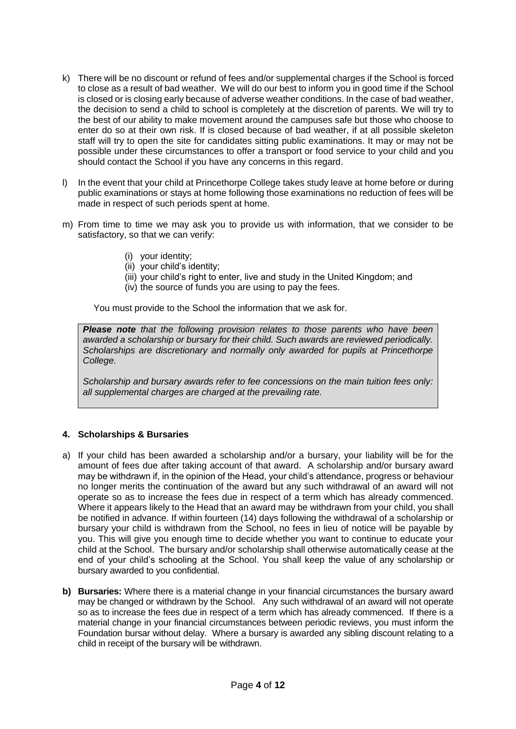k) There will be no discount or refund of fees and/or supplemental charges if the School is forced to close as a result of bad weather. We will do our best to inform you in good time if the School is closed or is closing early because of adverse weather conditions. In the case of bad weather, the decision to send a child to school is completely at the discretion of parents. We will try to the best of our ability to make movement around the campuses safe but those who choose to enter do so at their own risk. If is closed because of bad weather, if at all possible skeleton staff will try to open the site for candidates sitting public examinations. It may or may not be possible under these circumstances to offer a transport or food service to your child and you should contact the School if you have any concerns in this regard.

l) In the event that your child at Princethorpe College takes study leave at home before or during public examinations or stays at home following those examinations no reduction of fees will be made in respect of such periods spent at home.

m) From time to time we may ask you to provide us with information, that we consider to be satisfactory, so that we can verify:

   (i) your identity;
   (ii) your child's identity;
   (iii) your child's right to enter, live and study in the United Kingdom; and
   (iv) the source of funds you are using to pay the fees.

   You must provide to the School the information that we ask for.

> ***Please note*** *that the following provision relates to those parents who have been awarded a scholarship or bursary for their child. Such awards are reviewed periodically. Scholarships are discretionary and normally only awarded for pupils at Princethorpe College.*
>
> *Scholarship and bursary awards refer to fee concessions on the main tuition fees only: all supplemental charges are charged at the prevailing rate.*

#### 4. Scholarships & Bursaries

a) If your child has been awarded a scholarship and/or a bursary, your liability will be for the amount of fees due after taking account of that award. A scholarship and/or bursary award may be withdrawn if, in the opinion of the Head, your child's attendance, progress or behaviour no longer merits the continuation of the award but any such withdrawal of an award will not operate so as to increase the fees due in respect of a term which has already commenced. Where it appears likely to the Head that an award may be withdrawn from your child, you shall be notified in advance. If within fourteen (14) days following the withdrawal of a scholarship or bursary your child is withdrawn from the School, no fees in lieu of notice will be payable by you. This will give you enough time to decide whether you want to continue to educate your child at the School. The bursary and/or scholarship shall otherwise automatically cease at the end of your child's schooling at the School. You shall keep the value of any scholarship or bursary awarded to you confidential.

**b) Bursaries:** Where there is a material change in your financial circumstances the bursary award may be changed or withdrawn by the School. Any such withdrawal of an award will not operate so as to increase the fees due in respect of a term which has already commenced. If there is a material change in your financial circumstances between periodic reviews, you must inform the Foundation bursar without delay. Where a bursary is awarded any sibling discount relating to a child in receipt of the bursary will be withdrawn.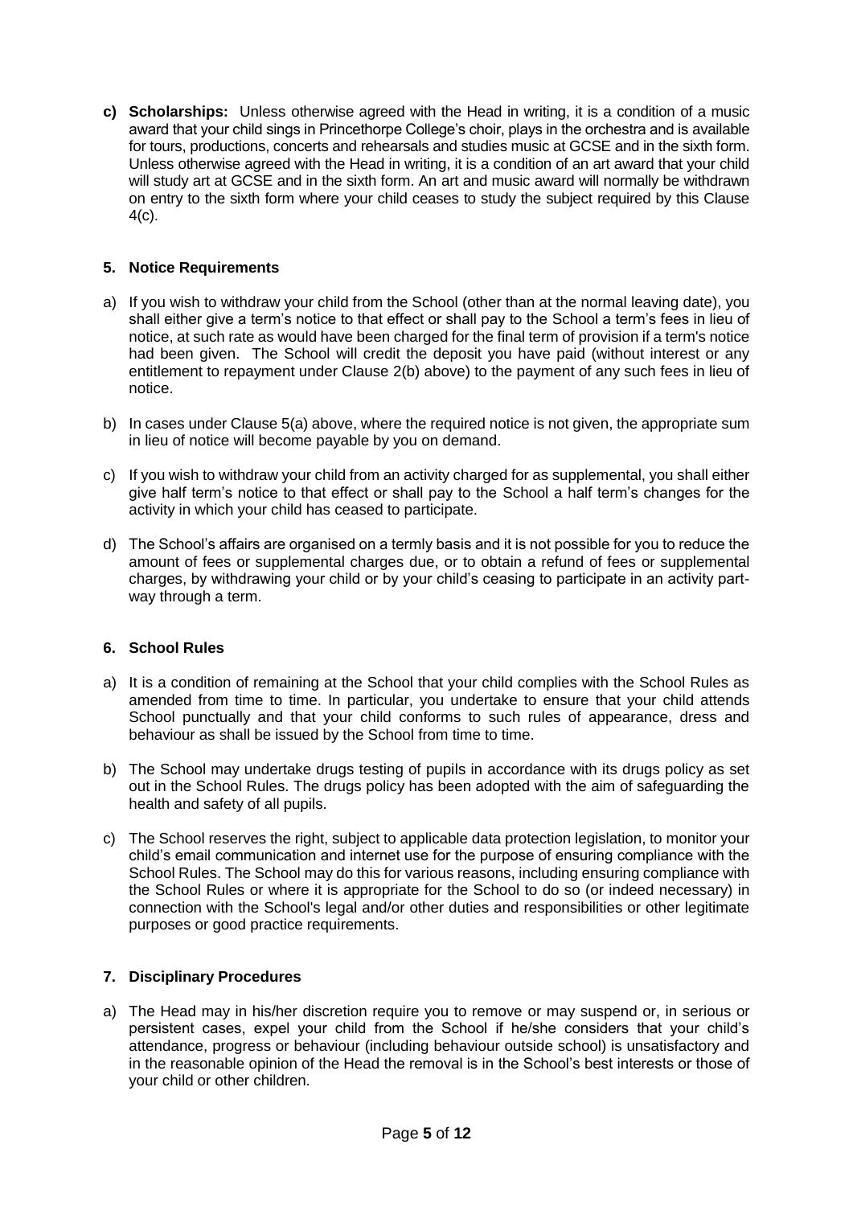**c) Scholarships:** Unless otherwise agreed with the Head in writing, it is a condition of a music award that your child sings in Princethorpe College's choir, plays in the orchestra and is available for tours, productions, concerts and rehearsals and studies music at GCSE and in the sixth form. Unless otherwise agreed with the Head in writing, it is a condition of an art award that your child will study art at GCSE and in the sixth form. An art and music award will normally be withdrawn on entry to the sixth form where your child ceases to study the subject required by this Clause 4(c).

## 5. Notice Requirements

a) If you wish to withdraw your child from the School (other than at the normal leaving date), you shall either give a term's notice to that effect or shall pay to the School a term's fees in lieu of notice, at such rate as would have been charged for the final term of provision if a term's notice had been given. The School will credit the deposit you have paid (without interest or any entitlement to repayment under Clause 2(b) above) to the payment of any such fees in lieu of notice.

b) In cases under Clause 5(a) above, where the required notice is not given, the appropriate sum in lieu of notice will become payable by you on demand.

c) If you wish to withdraw your child from an activity charged for as supplemental, you shall either give half term's notice to that effect or shall pay to the School a half term's changes for the activity in which your child has ceased to participate.

d) The School's affairs are organised on a termly basis and it is not possible for you to reduce the amount of fees or supplemental charges due, or to obtain a refund of fees or supplemental charges, by withdrawing your child or by your child's ceasing to participate in an activity part-way through a term.

## 6. School Rules

a) It is a condition of remaining at the School that your child complies with the School Rules as amended from time to time. In particular, you undertake to ensure that your child attends School punctually and that your child conforms to such rules of appearance, dress and behaviour as shall be issued by the School from time to time.

b) The School may undertake drugs testing of pupils in accordance with its drugs policy as set out in the School Rules. The drugs policy has been adopted with the aim of safeguarding the health and safety of all pupils.

c) The School reserves the right, subject to applicable data protection legislation, to monitor your child's email communication and internet use for the purpose of ensuring compliance with the School Rules. The School may do this for various reasons, including ensuring compliance with the School Rules or where it is appropriate for the School to do so (or indeed necessary) in connection with the School's legal and/or other duties and responsibilities or other legitimate purposes or good practice requirements.

## 7. Disciplinary Procedures

a) The Head may in his/her discretion require you to remove or may suspend or, in serious or persistent cases, expel your child from the School if he/she considers that your child's attendance, progress or behaviour (including behaviour outside school) is unsatisfactory and in the reasonable opinion of the Head the removal is in the School's best interests or those of your child or other children.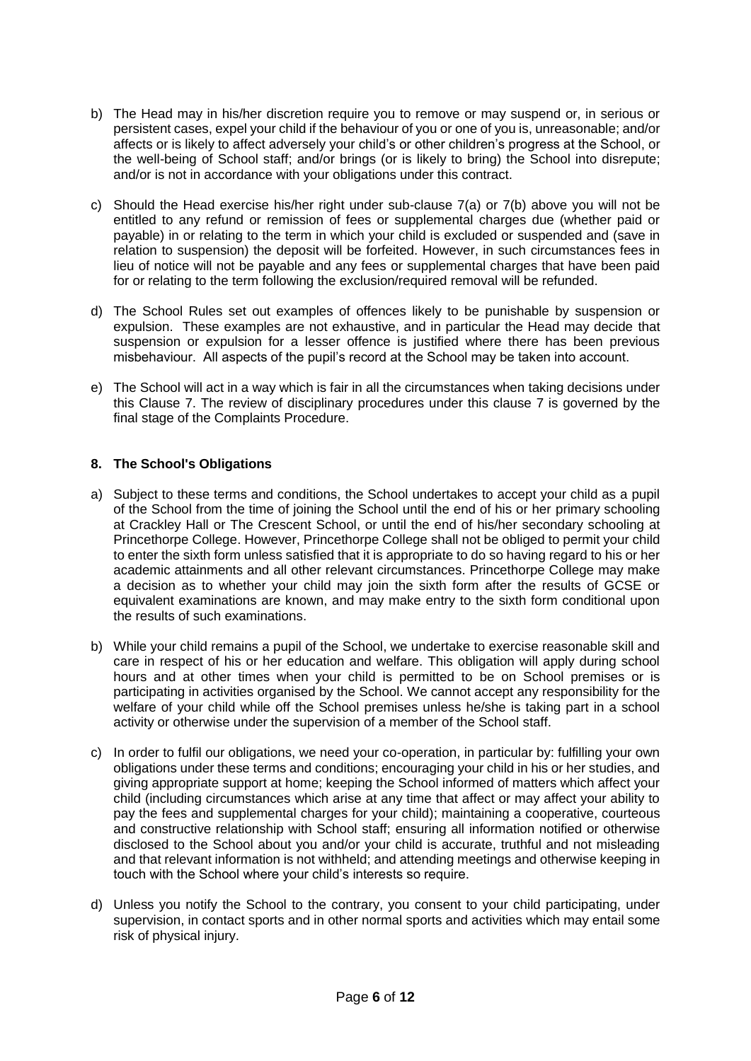b) The Head may in his/her discretion require you to remove or may suspend or, in serious or persistent cases, expel your child if the behaviour of you or one of you is, unreasonable; and/or affects or is likely to affect adversely your child's or other children's progress at the School, or the well-being of School staff; and/or brings (or is likely to bring) the School into disrepute; and/or is not in accordance with your obligations under this contract.

c) Should the Head exercise his/her right under sub-clause 7(a) or 7(b) above you will not be entitled to any refund or remission of fees or supplemental charges due (whether paid or payable) in or relating to the term in which your child is excluded or suspended and (save in relation to suspension) the deposit will be forfeited. However, in such circumstances fees in lieu of notice will not be payable and any fees or supplemental charges that have been paid for or relating to the term following the exclusion/required removal will be refunded.

d) The School Rules set out examples of offences likely to be punishable by suspension or expulsion. These examples are not exhaustive, and in particular the Head may decide that suspension or expulsion for a lesser offence is justified where there has been previous misbehaviour. All aspects of the pupil's record at the School may be taken into account.

e) The School will act in a way which is fair in all the circumstances when taking decisions under this Clause 7. The review of disciplinary procedures under this clause 7 is governed by the final stage of the Complaints Procedure.

## 8. The School's Obligations

a) Subject to these terms and conditions, the School undertakes to accept your child as a pupil of the School from the time of joining the School until the end of his or her primary schooling at Crackley Hall or The Crescent School, or until the end of his/her secondary schooling at Princethorpe College. However, Princethorpe College shall not be obliged to permit your child to enter the sixth form unless satisfied that it is appropriate to do so having regard to his or her academic attainments and all other relevant circumstances. Princethorpe College may make a decision as to whether your child may join the sixth form after the results of GCSE or equivalent examinations are known, and may make entry to the sixth form conditional upon the results of such examinations.

b) While your child remains a pupil of the School, we undertake to exercise reasonable skill and care in respect of his or her education and welfare. This obligation will apply during school hours and at other times when your child is permitted to be on School premises or is participating in activities organised by the School. We cannot accept any responsibility for the welfare of your child while off the School premises unless he/she is taking part in a school activity or otherwise under the supervision of a member of the School staff.

c) In order to fulfil our obligations, we need your co-operation, in particular by: fulfilling your own obligations under these terms and conditions; encouraging your child in his or her studies, and giving appropriate support at home; keeping the School informed of matters which affect your child (including circumstances which arise at any time that affect or may affect your ability to pay the fees and supplemental charges for your child); maintaining a cooperative, courteous and constructive relationship with School staff; ensuring all information notified or otherwise disclosed to the School about you and/or your child is accurate, truthful and not misleading and that relevant information is not withheld; and attending meetings and otherwise keeping in touch with the School where your child's interests so require.

d) Unless you notify the School to the contrary, you consent to your child participating, under supervision, in contact sports and in other normal sports and activities which may entail some risk of physical injury.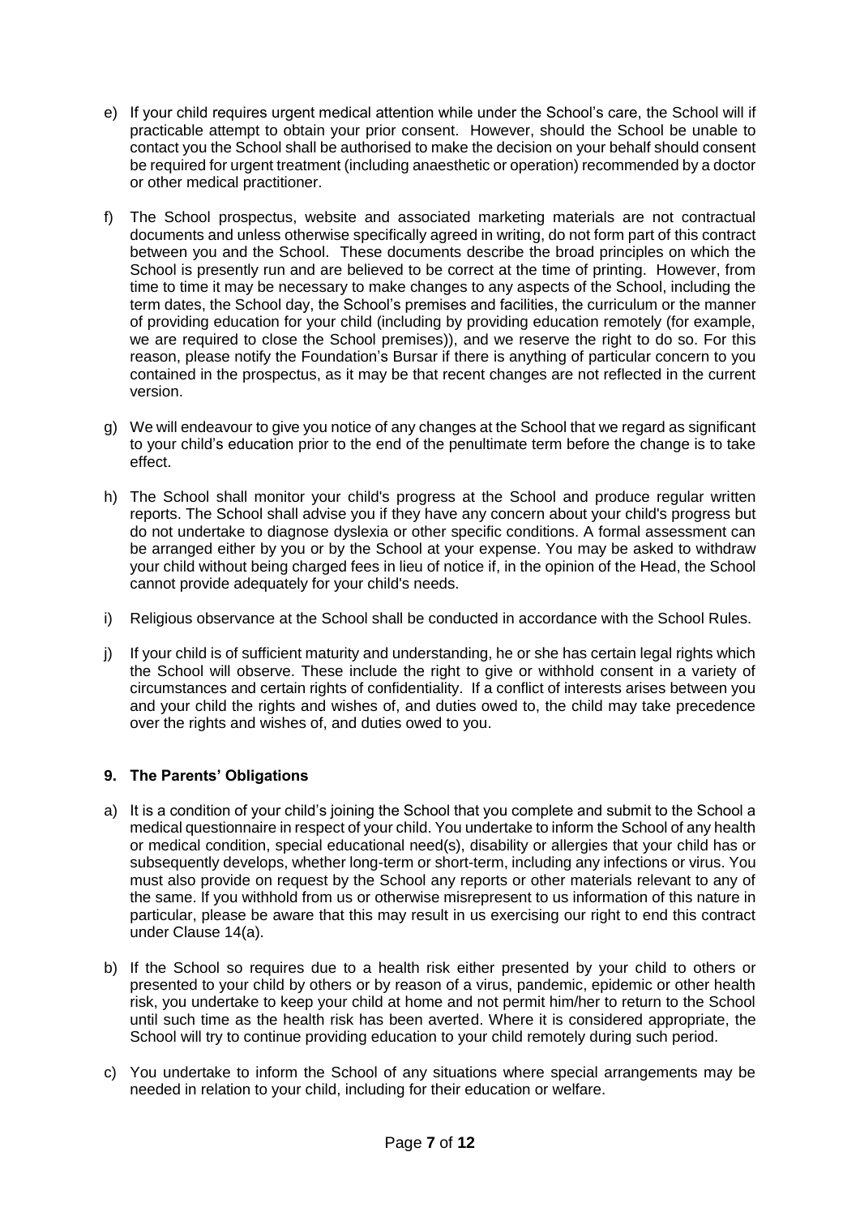e) If your child requires urgent medical attention while under the School's care, the School will if practicable attempt to obtain your prior consent. However, should the School be unable to contact you the School shall be authorised to make the decision on your behalf should consent be required for urgent treatment (including anaesthetic or operation) recommended by a doctor or other medical practitioner.

f) The School prospectus, website and associated marketing materials are not contractual documents and unless otherwise specifically agreed in writing, do not form part of this contract between you and the School. These documents describe the broad principles on which the School is presently run and are believed to be correct at the time of printing. However, from time to time it may be necessary to make changes to any aspects of the School, including the term dates, the School day, the School's premises and facilities, the curriculum or the manner of providing education for your child (including by providing education remotely (for example, we are required to close the School premises)), and we reserve the right to do so. For this reason, please notify the Foundation's Bursar if there is anything of particular concern to you contained in the prospectus, as it may be that recent changes are not reflected in the current version.

g) We will endeavour to give you notice of any changes at the School that we regard as significant to your child's education prior to the end of the penultimate term before the change is to take effect.

h) The School shall monitor your child's progress at the School and produce regular written reports. The School shall advise you if they have any concern about your child's progress but do not undertake to diagnose dyslexia or other specific conditions. A formal assessment can be arranged either by you or by the School at your expense. You may be asked to withdraw your child without being charged fees in lieu of notice if, in the opinion of the Head, the School cannot provide adequately for your child's needs.

i) Religious observance at the School shall be conducted in accordance with the School Rules.

j) If your child is of sufficient maturity and understanding, he or she has certain legal rights which the School will observe. These include the right to give or withhold consent in a variety of circumstances and certain rights of confidentiality. If a conflict of interests arises between you and your child the rights and wishes of, and duties owed to, the child may take precedence over the rights and wishes of, and duties owed to you.

## 9. The Parents' Obligations

a) It is a condition of your child's joining the School that you complete and submit to the School a medical questionnaire in respect of your child. You undertake to inform the School of any health or medical condition, special educational need(s), disability or allergies that your child has or subsequently develops, whether long-term or short-term, including any infections or virus. You must also provide on request by the School any reports or other materials relevant to any of the same. If you withhold from us or otherwise misrepresent to us information of this nature in particular, please be aware that this may result in us exercising our right to end this contract under Clause 14(a).

b) If the School so requires due to a health risk either presented by your child to others or presented to your child by others or by reason of a virus, pandemic, epidemic or other health risk, you undertake to keep your child at home and not permit him/her to return to the School until such time as the health risk has been averted. Where it is considered appropriate, the School will try to continue providing education to your child remotely during such period.

c) You undertake to inform the School of any situations where special arrangements may be needed in relation to your child, including for their education or welfare.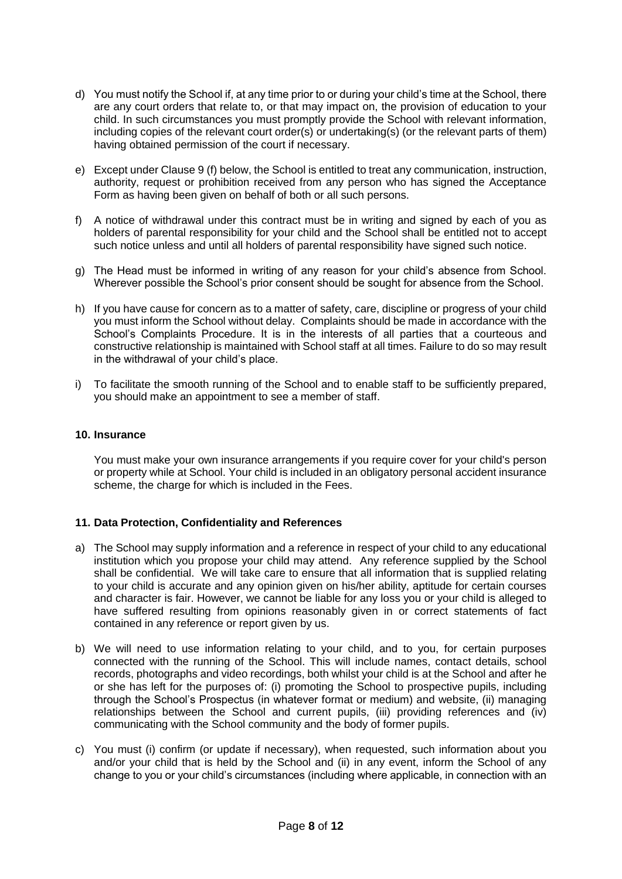d) You must notify the School if, at any time prior to or during your child's time at the School, there are any court orders that relate to, or that may impact on, the provision of education to your child. In such circumstances you must promptly provide the School with relevant information, including copies of the relevant court order(s) or undertaking(s) (or the relevant parts of them) having obtained permission of the court if necessary.

e) Except under Clause 9 (f) below, the School is entitled to treat any communication, instruction, authority, request or prohibition received from any person who has signed the Acceptance Form as having been given on behalf of both or all such persons.

f) A notice of withdrawal under this contract must be in writing and signed by each of you as holders of parental responsibility for your child and the School shall be entitled not to accept such notice unless and until all holders of parental responsibility have signed such notice.

g) The Head must be informed in writing of any reason for your child's absence from School. Wherever possible the School's prior consent should be sought for absence from the School.

h) If you have cause for concern as to a matter of safety, care, discipline or progress of your child you must inform the School without delay. Complaints should be made in accordance with the School's Complaints Procedure. It is in the interests of all parties that a courteous and constructive relationship is maintained with School staff at all times. Failure to do so may result in the withdrawal of your child's place.

i) To facilitate the smooth running of the School and to enable staff to be sufficiently prepared, you should make an appointment to see a member of staff.

**10. Insurance**

You must make your own insurance arrangements if you require cover for your child's person or property while at School. Your child is included in an obligatory personal accident insurance scheme, the charge for which is included in the Fees.

**11. Data Protection, Confidentiality and References**

a) The School may supply information and a reference in respect of your child to any educational institution which you propose your child may attend. Any reference supplied by the School shall be confidential. We will take care to ensure that all information that is supplied relating to your child is accurate and any opinion given on his/her ability, aptitude for certain courses and character is fair. However, we cannot be liable for any loss you or your child is alleged to have suffered resulting from opinions reasonably given in or correct statements of fact contained in any reference or report given by us.

b) We will need to use information relating to your child, and to you, for certain purposes connected with the running of the School. This will include names, contact details, school records, photographs and video recordings, both whilst your child is at the School and after he or she has left for the purposes of: (i) promoting the School to prospective pupils, including through the School's Prospectus (in whatever format or medium) and website, (ii) managing relationships between the School and current pupils, (iii) providing references and (iv) communicating with the School community and the body of former pupils.

c) You must (i) confirm (or update if necessary), when requested, such information about you and/or your child that is held by the School and (ii) in any event, inform the School of any change to you or your child's circumstances (including where applicable, in connection with an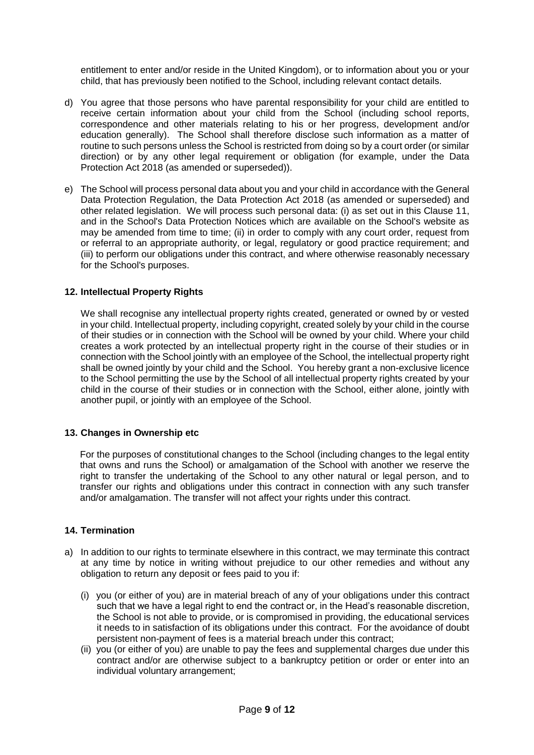entitlement to enter and/or reside in the United Kingdom), or to information about you or your child, that has previously been notified to the School, including relevant contact details.

d) You agree that those persons who have parental responsibility for your child are entitled to receive certain information about your child from the School (including school reports, correspondence and other materials relating to his or her progress, development and/or education generally). The School shall therefore disclose such information as a matter of routine to such persons unless the School is restricted from doing so by a court order (or similar direction) or by any other legal requirement or obligation (for example, under the Data Protection Act 2018 (as amended or superseded)).

e) The School will process personal data about you and your child in accordance with the General Data Protection Regulation, the Data Protection Act 2018 (as amended or superseded) and other related legislation. We will process such personal data: (i) as set out in this Clause 11, and in the School's Data Protection Notices which are available on the School's website as may be amended from time to time; (ii) in order to comply with any court order, request from or referral to an appropriate authority, or legal, regulatory or good practice requirement; and (iii) to perform our obligations under this contract, and where otherwise reasonably necessary for the School's purposes.

## 12. Intellectual Property Rights

We shall recognise any intellectual property rights created, generated or owned by or vested in your child. Intellectual property, including copyright, created solely by your child in the course of their studies or in connection with the School will be owned by your child. Where your child creates a work protected by an intellectual property right in the course of their studies or in connection with the School jointly with an employee of the School, the intellectual property right shall be owned jointly by your child and the School. You hereby grant a non-exclusive licence to the School permitting the use by the School of all intellectual property rights created by your child in the course of their studies or in connection with the School, either alone, jointly with another pupil, or jointly with an employee of the School.

## 13. Changes in Ownership etc

For the purposes of constitutional changes to the School (including changes to the legal entity that owns and runs the School) or amalgamation of the School with another we reserve the right to transfer the undertaking of the School to any other natural or legal person, and to transfer our rights and obligations under this contract in connection with any such transfer and/or amalgamation. The transfer will not affect your rights under this contract.

## 14. Termination

a) In addition to our rights to terminate elsewhere in this contract, we may terminate this contract at any time by notice in writing without prejudice to our other remedies and without any obligation to return any deposit or fees paid to you if:

   (i) you (or either of you) are in material breach of any of your obligations under this contract such that we have a legal right to end the contract or, in the Head's reasonable discretion, the School is not able to provide, or is compromised in providing, the educational services it needs to in satisfaction of its obligations under this contract. For the avoidance of doubt persistent non-payment of fees is a material breach under this contract;

   (ii) you (or either of you) are unable to pay the fees and supplemental charges due under this contract and/or are otherwise subject to a bankruptcy petition or order or enter into an individual voluntary arrangement;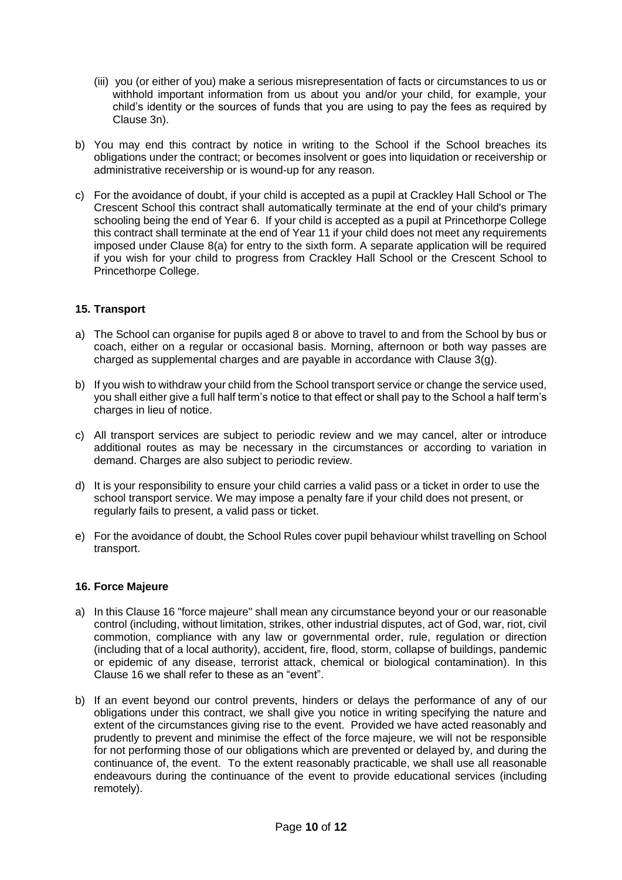(iii) you (or either of you) make a serious misrepresentation of facts or circumstances to us or withhold important information from us about you and/or your child, for example, your child's identity or the sources of funds that you are using to pay the fees as required by Clause 3n).

b) You may end this contract by notice in writing to the School if the School breaches its obligations under the contract; or becomes insolvent or goes into liquidation or receivership or administrative receivership or is wound-up for any reason.

c) For the avoidance of doubt, if your child is accepted as a pupil at Crackley Hall School or The Crescent School this contract shall automatically terminate at the end of your child's primary schooling being the end of Year 6. If your child is accepted as a pupil at Princethorpe College this contract shall terminate at the end of Year 11 if your child does not meet any requirements imposed under Clause 8(a) for entry to the sixth form. A separate application will be required if you wish for your child to progress from Crackley Hall School or the Crescent School to Princethorpe College.

### 15. Transport

a) The School can organise for pupils aged 8 or above to travel to and from the School by bus or coach, either on a regular or occasional basis. Morning, afternoon or both way passes are charged as supplemental charges and are payable in accordance with Clause 3(g).

b) If you wish to withdraw your child from the School transport service or change the service used, you shall either give a full half term's notice to that effect or shall pay to the School a half term's charges in lieu of notice.

c) All transport services are subject to periodic review and we may cancel, alter or introduce additional routes as may be necessary in the circumstances or according to variation in demand. Charges are also subject to periodic review.

d) It is your responsibility to ensure your child carries a valid pass or a ticket in order to use the school transport service. We may impose a penalty fare if your child does not present, or regularly fails to present, a valid pass or ticket.

e) For the avoidance of doubt, the School Rules cover pupil behaviour whilst travelling on School transport.

### 16. Force Majeure

a) In this Clause 16 "force majeure" shall mean any circumstance beyond your or our reasonable control (including, without limitation, strikes, other industrial disputes, act of God, war, riot, civil commotion, compliance with any law or governmental order, rule, regulation or direction (including that of a local authority), accident, fire, flood, storm, collapse of buildings, pandemic or epidemic of any disease, terrorist attack, chemical or biological contamination). In this Clause 16 we shall refer to these as an "event".

b) If an event beyond our control prevents, hinders or delays the performance of any of our obligations under this contract, we shall give you notice in writing specifying the nature and extent of the circumstances giving rise to the event. Provided we have acted reasonably and prudently to prevent and minimise the effect of the force majeure, we will not be responsible for not performing those of our obligations which are prevented or delayed by, and during the continuance of, the event. To the extent reasonably practicable, we shall use all reasonable endeavours during the continuance of the event to provide educational services (including remotely).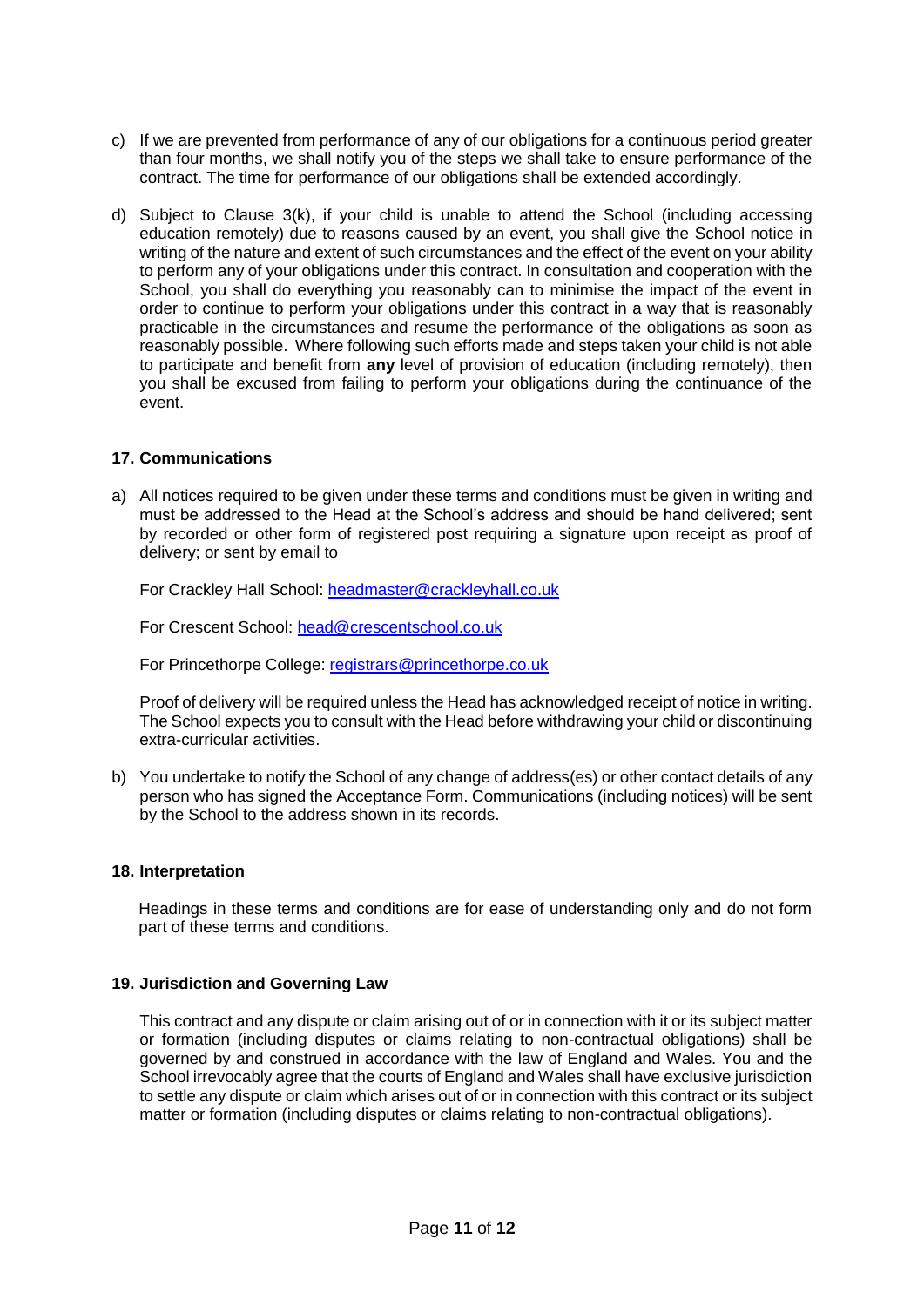c) If we are prevented from performance of any of our obligations for a continuous period greater than four months, we shall notify you of the steps we shall take to ensure performance of the contract. The time for performance of our obligations shall be extended accordingly.

d) Subject to Clause 3(k), if your child is unable to attend the School (including accessing education remotely) due to reasons caused by an event, you shall give the School notice in writing of the nature and extent of such circumstances and the effect of the event on your ability to perform any of your obligations under this contract. In consultation and cooperation with the School, you shall do everything you reasonably can to minimise the impact of the event in order to continue to perform your obligations under this contract in a way that is reasonably practicable in the circumstances and resume the performance of the obligations as soon as reasonably possible. Where following such efforts made and steps taken your child is not able to participate and benefit from **any** level of provision of education (including remotely), then you shall be excused from failing to perform your obligations during the continuance of the event.

### 17. Communications

a) All notices required to be given under these terms and conditions must be given in writing and must be addressed to the Head at the School's address and should be hand delivered; sent by recorded or other form of registered post requiring a signature upon receipt as proof of delivery; or sent by email to

   For Crackley Hall School: headmaster@crackleyhall.co.uk

   For Crescent School: head@crescentschool.co.uk

   For Princethorpe College: registrars@princethorpe.co.uk

   Proof of delivery will be required unless the Head has acknowledged receipt of notice in writing. The School expects you to consult with the Head before withdrawing your child or discontinuing extra-curricular activities.

b) You undertake to notify the School of any change of address(es) or other contact details of any person who has signed the Acceptance Form. Communications (including notices) will be sent by the School to the address shown in its records.

### 18. Interpretation

Headings in these terms and conditions are for ease of understanding only and do not form part of these terms and conditions.

### 19. Jurisdiction and Governing Law

This contract and any dispute or claim arising out of or in connection with it or its subject matter or formation (including disputes or claims relating to non-contractual obligations) shall be governed by and construed in accordance with the law of England and Wales. You and the School irrevocably agree that the courts of England and Wales shall have exclusive jurisdiction to settle any dispute or claim which arises out of or in connection with this contract or its subject matter or formation (including disputes or claims relating to non-contractual obligations).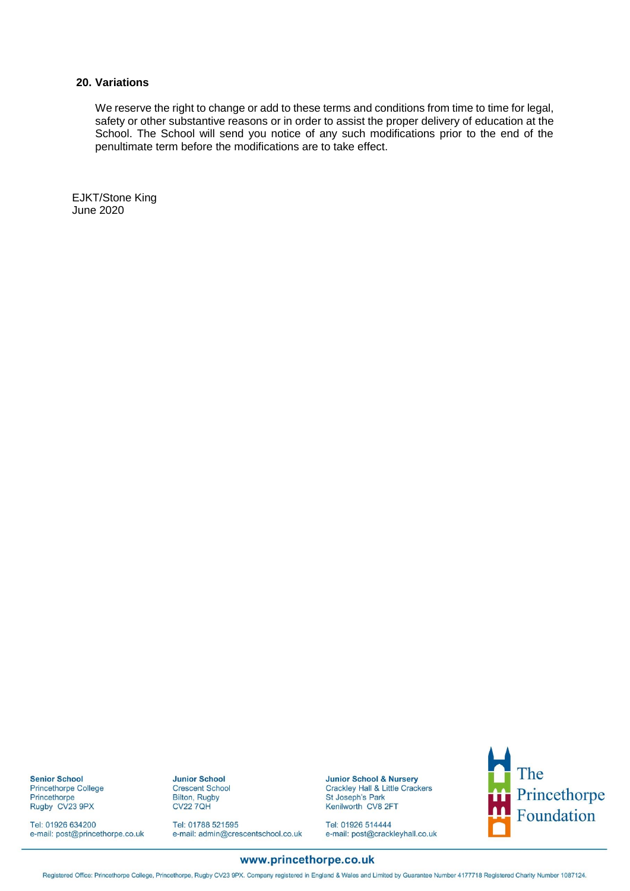## 20. Variations

We reserve the right to change or add to these terms and conditions from time to time for legal, safety or other substantive reasons or in order to assist the proper delivery of education at the School. The School will send you notice of any such modifications prior to the end of the penultimate term before the modifications are to take effect.

EJKT/Stone King
June 2020